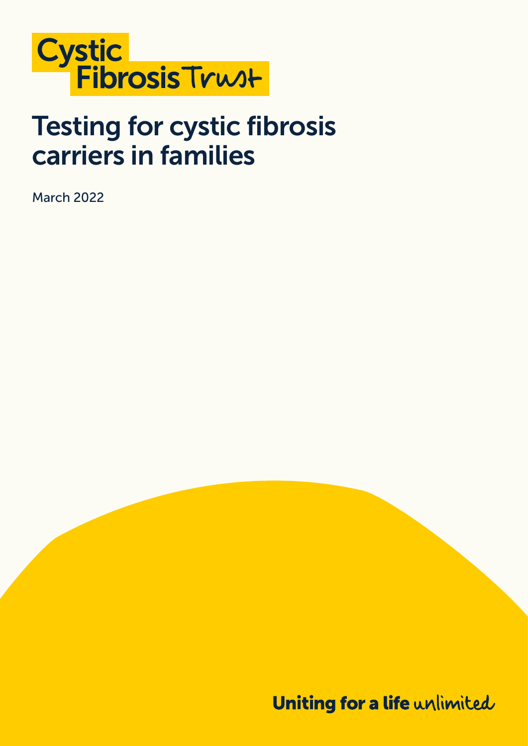Cystic Fibrosis Trust

# Testing for cystic fibrosis carriers in families

March 2022

Uniting for a life unlimited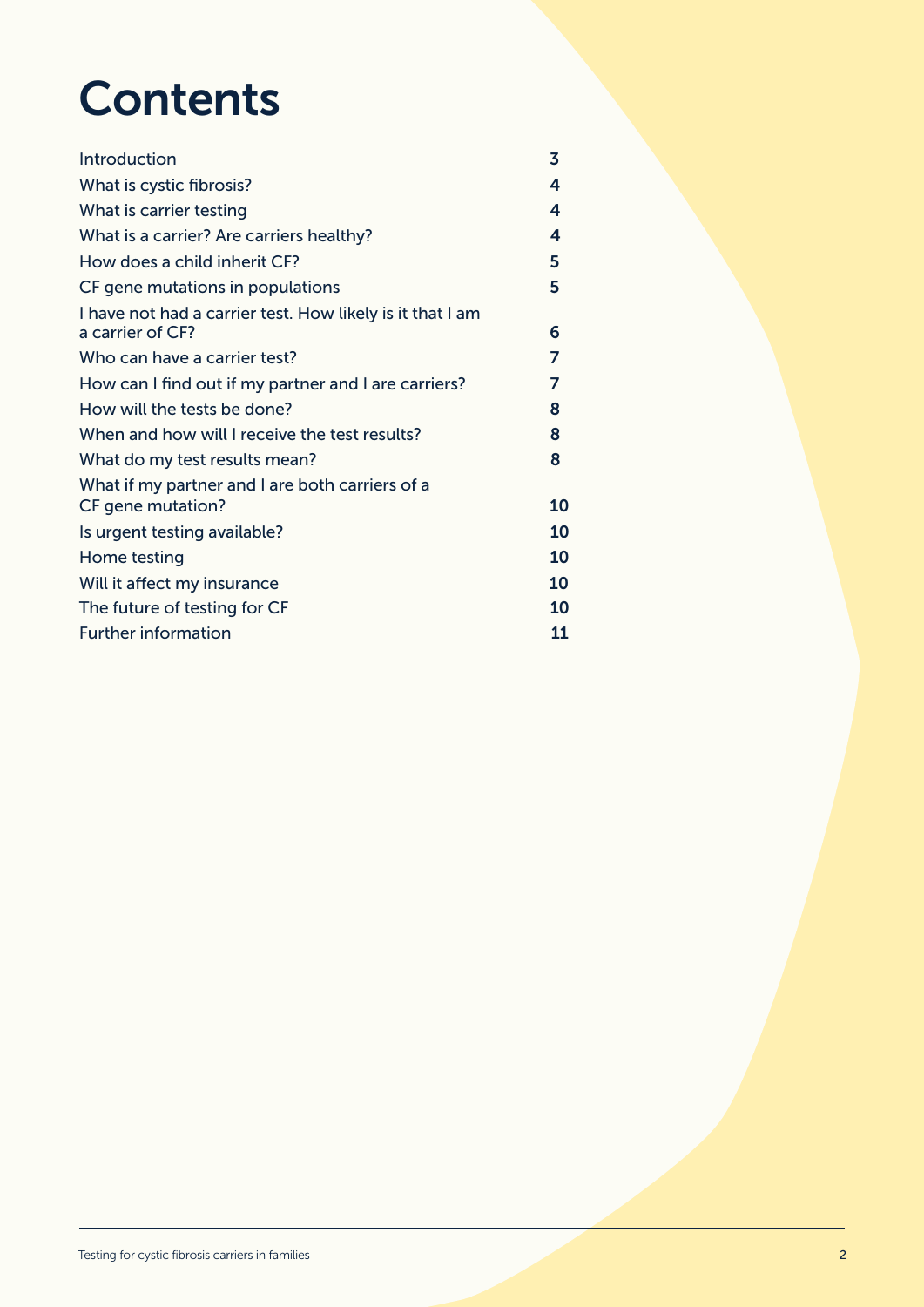# Contents

| | |
|---|---|
| Introduction | 3 |
| What is cystic fibrosis? | 4 |
| What is carrier testing | 4 |
| What is a carrier? Are carriers healthy? | 4 |
| How does a child inherit CF? | 5 |
| CF gene mutations in populations | 5 |
| I have not had a carrier test. How likely is it that I am a carrier of CF? | 6 |
| Who can have a carrier test? | 7 |
| How can I find out if my partner and I are carriers? | 7 |
| How will the tests be done? | 8 |
| When and how will I receive the test results? | 8 |
| What do my test results mean? | 8 |
| What if my partner and I are both carriers of a CF gene mutation? | 10 |
| Is urgent testing available? | 10 |
| Home testing | 10 |
| Will it affect my insurance | 10 |
| The future of testing for CF | 10 |
| Further information | 11 |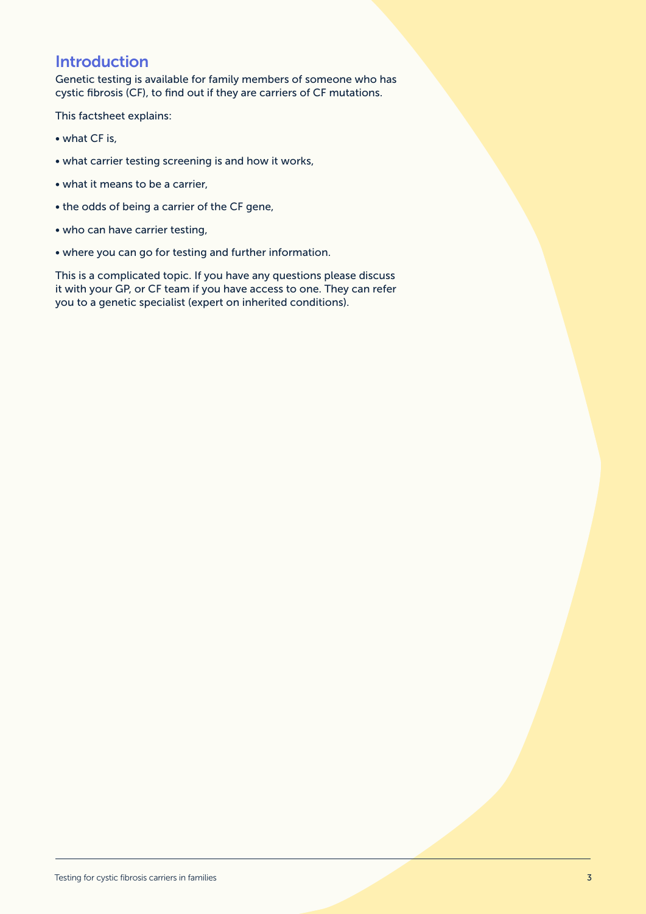## Introduction

Genetic testing is available for family members of someone who has cystic fibrosis (CF), to find out if they are carriers of CF mutations.

This factsheet explains:

- what CF is,
- what carrier testing screening is and how it works,
- what it means to be a carrier,
- the odds of being a carrier of the CF gene,
- who can have carrier testing,
- where you can go for testing and further information.

This is a complicated topic. If you have any questions please discuss it with your GP, or CF team if you have access to one. They can refer you to a genetic specialist (expert on inherited conditions).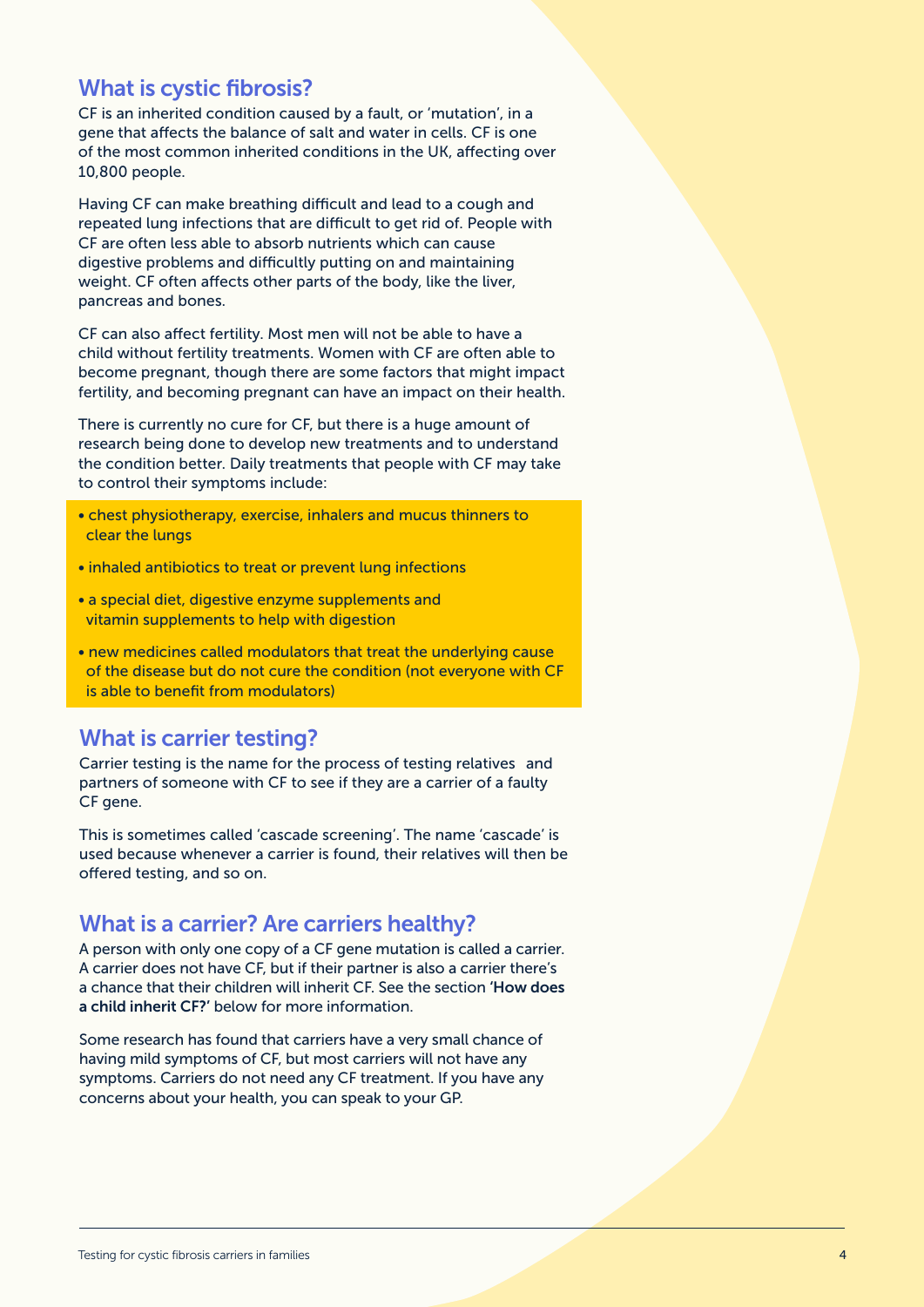## What is cystic fibrosis?

CF is an inherited condition caused by a fault, or 'mutation', in a gene that affects the balance of salt and water in cells. CF is one of the most common inherited conditions in the UK, affecting over 10,800 people.

Having CF can make breathing difficult and lead to a cough and repeated lung infections that are difficult to get rid of. People with CF are often less able to absorb nutrients which can cause digestive problems and difficultly putting on and maintaining weight. CF often affects other parts of the body, like the liver, pancreas and bones.

CF can also affect fertility. Most men will not be able to have a child without fertility treatments. Women with CF are often able to become pregnant, though there are some factors that might impact fertility, and becoming pregnant can have an impact on their health.

There is currently no cure for CF, but there is a huge amount of research being done to develop new treatments and to understand the condition better. Daily treatments that people with CF may take to control their symptoms include:

- chest physiotherapy, exercise, inhalers and mucus thinners to clear the lungs
- inhaled antibiotics to treat or prevent lung infections
- a special diet, digestive enzyme supplements and vitamin supplements to help with digestion
- new medicines called modulators that treat the underlying cause of the disease but do not cure the condition (not everyone with CF is able to benefit from modulators)

## What is carrier testing?

Carrier testing is the name for the process of testing relatives and partners of someone with CF to see if they are a carrier of a faulty CF gene.

This is sometimes called 'cascade screening'. The name 'cascade' is used because whenever a carrier is found, their relatives will then be offered testing, and so on.

## What is a carrier? Are carriers healthy?

A person with only one copy of a CF gene mutation is called a carrier. A carrier does not have CF, but if their partner is also a carrier there's a chance that their children will inherit CF. See the section **'How does a child inherit CF?'** below for more information.

Some research has found that carriers have a very small chance of having mild symptoms of CF, but most carriers will not have any symptoms. Carriers do not need any CF treatment. If you have any concerns about your health, you can speak to your GP.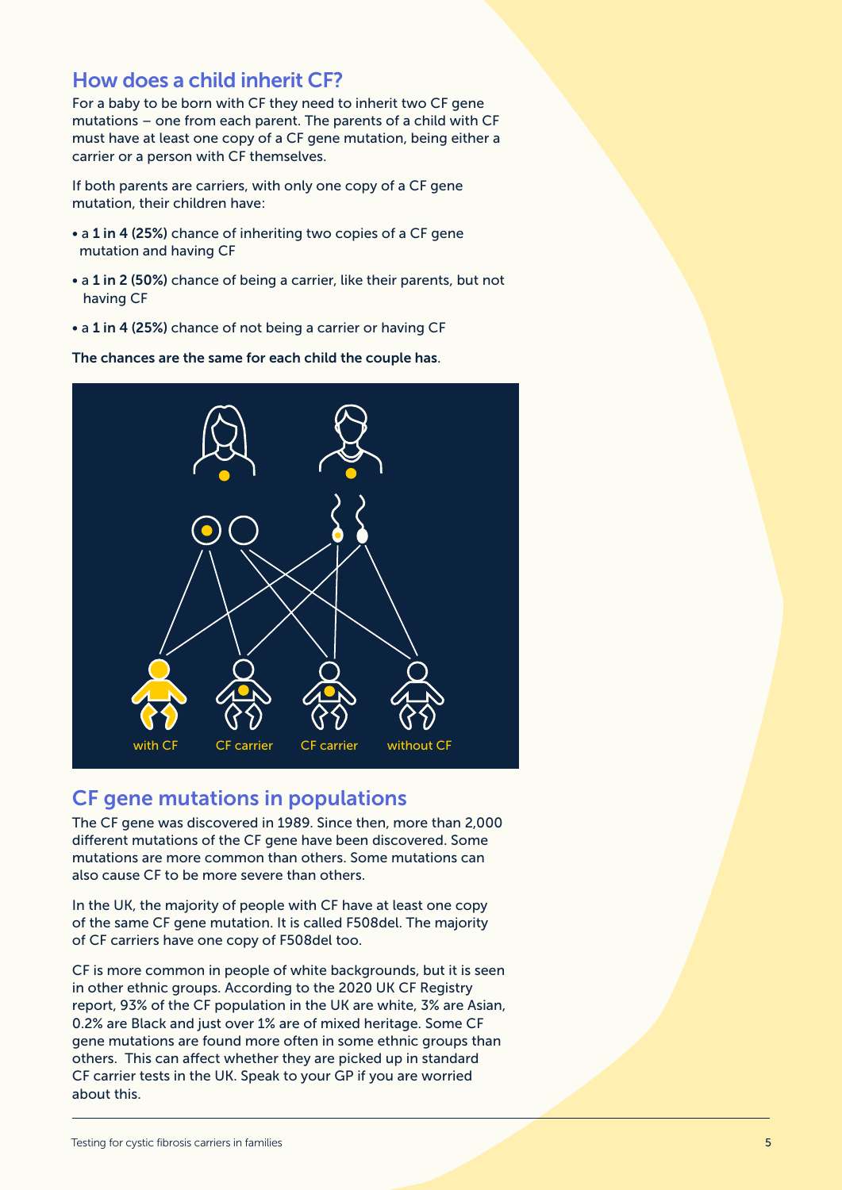## How does a child inherit CF?

For a baby to be born with CF they need to inherit two CF gene mutations – one from each parent. The parents of a child with CF must have at least one copy of a CF gene mutation, being either a carrier or a person with CF themselves.

If both parents are carriers, with only one copy of a CF gene mutation, their children have:

- a **1 in 4 (25%)** chance of inheriting two copies of a CF gene mutation and having CF
- a **1 in 2 (50%)** chance of being a carrier, like their parents, but not having CF
- a **1 in 4 (25%)** chance of not being a carrier or having CF

**The chances are the same for each child the couple has**.

with CF | CF carrier | CF carrier | without CF

## CF gene mutations in populations

The CF gene was discovered in 1989. Since then, more than 2,000 different mutations of the CF gene have been discovered. Some mutations are more common than others. Some mutations can also cause CF to be more severe than others.

In the UK, the majority of people with CF have at least one copy of the same CF gene mutation. It is called F508del. The majority of CF carriers have one copy of F508del too.

CF is more common in people of white backgrounds, but it is seen in other ethnic groups. According to the 2020 UK CF Registry report, 93% of the CF population in the UK are white, 3% are Asian, 0.2% are Black and just over 1% are of mixed heritage. Some CF gene mutations are found more often in some ethnic groups than others. This can affect whether they are picked up in standard CF carrier tests in the UK. Speak to your GP if you are worried about this.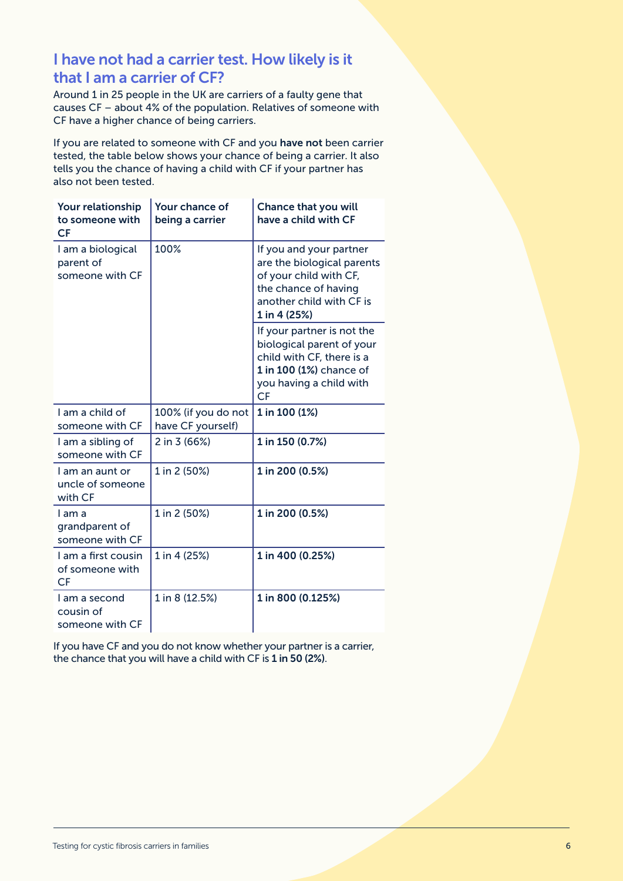## I have not had a carrier test. How likely is it that I am a carrier of CF?

Around 1 in 25 people in the UK are carriers of a faulty gene that causes CF – about 4% of the population. Relatives of someone with CF have a higher chance of being carriers.

If you are related to someone with CF and you **have not** been carrier tested, the table below shows your chance of being a carrier. It also tells you the chance of having a child with CF if your partner has also not been tested.

| Your relationship to someone with CF | Your chance of being a carrier | Chance that you will have a child with CF |
|---|---|---|
| I am a biological parent of someone with CF | 100% | If you and your partner are the biological parents of your child with CF, the chance of having another child with CF is **1 in 4 (25%)** |
| | | If your partner is not the biological parent of your child with CF, there is a **1 in 100 (1%)** chance of you having a child with CF |
| I am a child of someone with CF | 100% (if you do not have CF yourself) | **1 in 100 (1%)** |
| I am a sibling of someone with CF | 2 in 3 (66%) | **1 in 150 (0.7%)** |
| I am an aunt or uncle of someone with CF | 1 in 2 (50%) | **1 in 200 (0.5%)** |
| I am a grandparent of someone with CF | 1 in 2 (50%) | **1 in 200 (0.5%)** |
| I am a first cousin of someone with CF | 1 in 4 (25%) | **1 in 400 (0.25%)** |
| I am a second cousin of someone with CF | 1 in 8 (12.5%) | **1 in 800 (0.125%)** |

If you have CF and you do not know whether your partner is a carrier, the chance that you will have a child with CF is **1 in 50 (2%)**.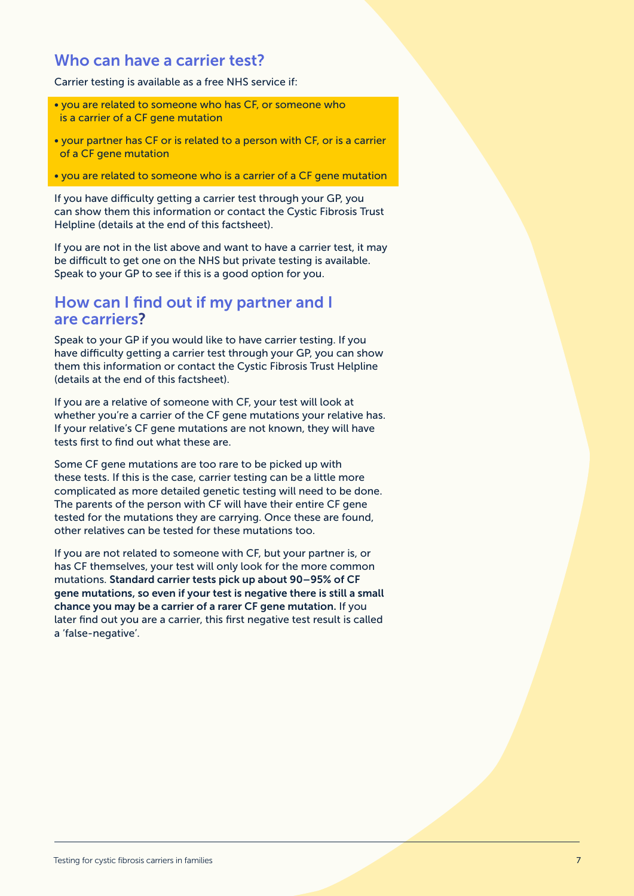## Who can have a carrier test?

Carrier testing is available as a free NHS service if:

- you are related to someone who has CF, or someone who is a carrier of a CF gene mutation
- your partner has CF or is related to a person with CF, or is a carrier of a CF gene mutation
- you are related to someone who is a carrier of a CF gene mutation

If you have difficulty getting a carrier test through your GP, you can show them this information or contact the Cystic Fibrosis Trust Helpline (details at the end of this factsheet).

If you are not in the list above and want to have a carrier test, it may be difficult to get one on the NHS but private testing is available. Speak to your GP to see if this is a good option for you.

## How can I find out if my partner and I are carriers?

Speak to your GP if you would like to have carrier testing. If you have difficulty getting a carrier test through your GP, you can show them this information or contact the Cystic Fibrosis Trust Helpline (details at the end of this factsheet).

If you are a relative of someone with CF, your test will look at whether you're a carrier of the CF gene mutations your relative has. If your relative's CF gene mutations are not known, they will have tests first to find out what these are.

Some CF gene mutations are too rare to be picked up with these tests. If this is the case, carrier testing can be a little more complicated as more detailed genetic testing will need to be done. The parents of the person with CF will have their entire CF gene tested for the mutations they are carrying. Once these are found, other relatives can be tested for these mutations too.

If you are not related to someone with CF, but your partner is, or has CF themselves, your test will only look for the more common mutations. **Standard carrier tests pick up about 90–95% of CF gene mutations, so even if your test is negative there is still a small chance you may be a carrier of a rarer CF gene mutation.** If you later find out you are a carrier, this first negative test result is called a 'false-negative'.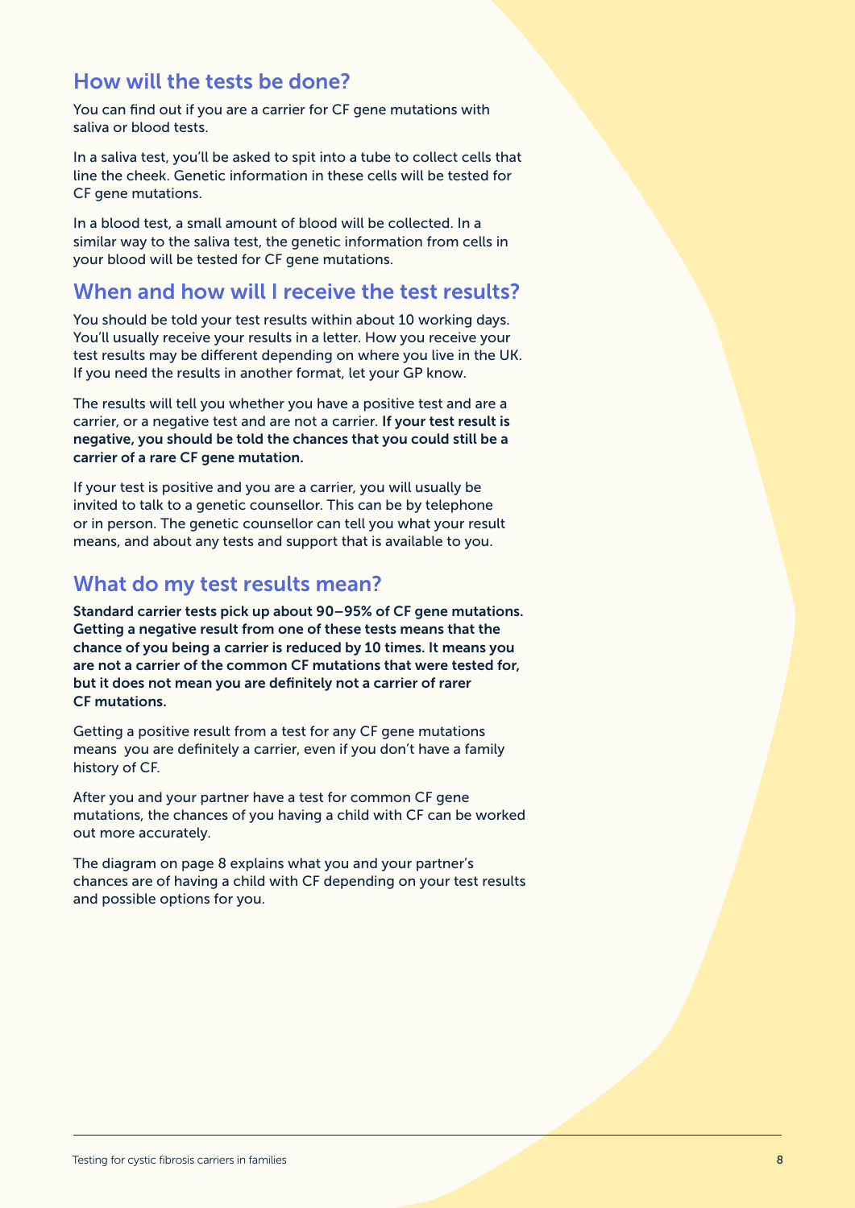## How will the tests be done?

You can find out if you are a carrier for CF gene mutations with saliva or blood tests.

In a saliva test, you'll be asked to spit into a tube to collect cells that line the cheek. Genetic information in these cells will be tested for CF gene mutations.

In a blood test, a small amount of blood will be collected. In a similar way to the saliva test, the genetic information from cells in your blood will be tested for CF gene mutations.

## When and how will I receive the test results?

You should be told your test results within about 10 working days. You'll usually receive your results in a letter. How you receive your test results may be different depending on where you live in the UK. If you need the results in another format, let your GP know.

The results will tell you whether you have a positive test and are a carrier, or a negative test and are not a carrier. **If your test result is negative, you should be told the chances that you could still be a carrier of a rare CF gene mutation.**

If your test is positive and you are a carrier, you will usually be invited to talk to a genetic counsellor. This can be by telephone or in person. The genetic counsellor can tell you what your result means, and about any tests and support that is available to you.

## What do my test results mean?

**Standard carrier tests pick up about 90–95% of CF gene mutations. Getting a negative result from one of these tests means that the chance of you being a carrier is reduced by 10 times. It means you are not a carrier of the common CF mutations that were tested for, but it does not mean you are definitely not a carrier of rarer CF mutations.**

Getting a positive result from a test for any CF gene mutations means you are definitely a carrier, even if you don't have a family history of CF.

After you and your partner have a test for common CF gene mutations, the chances of you having a child with CF can be worked out more accurately.

The diagram on page 8 explains what you and your partner's chances are of having a child with CF depending on your test results and possible options for you.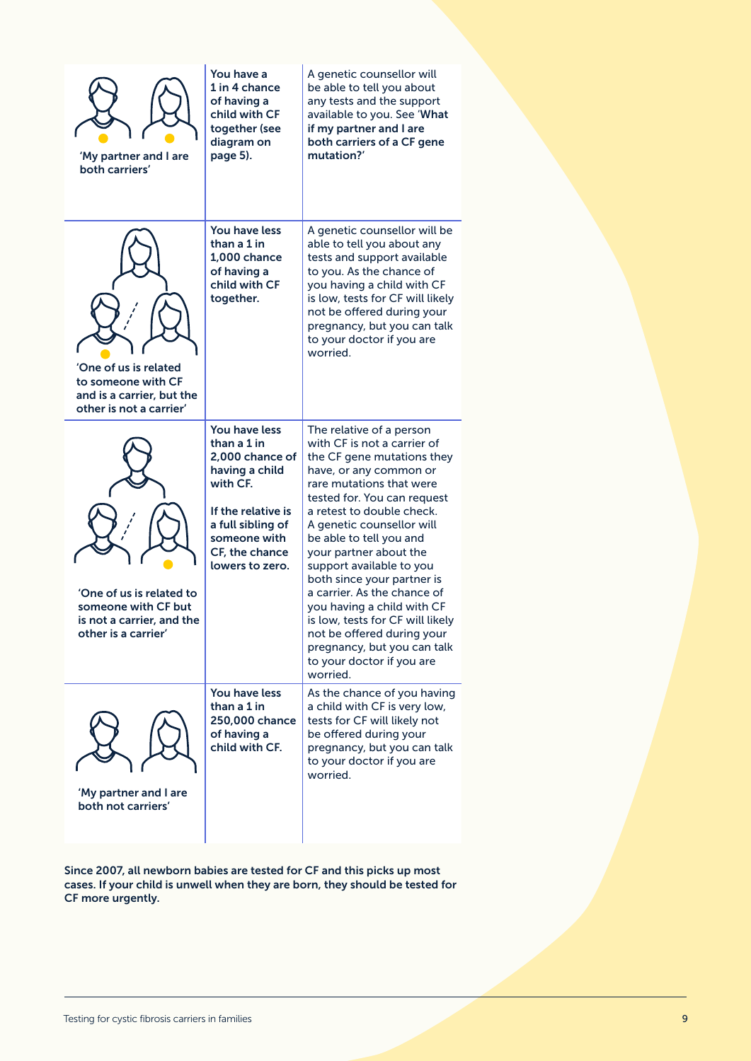| Situation | Chance | Information |
| --- | --- | --- |
| 'My partner and I are both carriers' | **You have a 1 in 4 chance of having a child with CF together (see diagram on page 5).** | A genetic counsellor will be able to tell you about any tests and the support available to you. See '**What if my partner and I are both carriers of a CF gene mutation?**' |
| 'One of us is related to someone with CF and is a carrier, but the other is not a carrier' | **You have less than a 1 in 1,000 chance of having a child with CF together.** | A genetic counsellor will be able to tell you about any tests and support available to you. As the chance of you having a child with CF is low, tests for CF will likely not be offered during your pregnancy, but you can talk to your doctor if you are worried. |
| 'One of us is related to someone with CF but is not a carrier, and the other is a carrier' | **You have less than a 1 in 2,000 chance of having a child with CF.** **If the relative is a full sibling of someone with CF, the chance lowers to zero.** | The relative of a person with CF is not a carrier of the CF gene mutations they have, or any common or rare mutations that were tested for. You can request a retest to double check. A genetic counsellor will be able to tell you and your partner about the support available to you both since your partner is a carrier. As the chance of you having a child with CF is low, tests for CF will likely not be offered during your pregnancy, but you can talk to your doctor if you are worried. |
| 'My partner and I are both not carriers' | **You have less than a 1 in 250,000 chance of having a child with CF.** | As the chance of you having a child with CF is very low, tests for CF will likely not be offered during your pregnancy, but you can talk to your doctor if you are worried. |

**Since 2007, all newborn babies are tested for CF and this picks up most cases. If your child is unwell when they are born, they should be tested for CF more urgently.**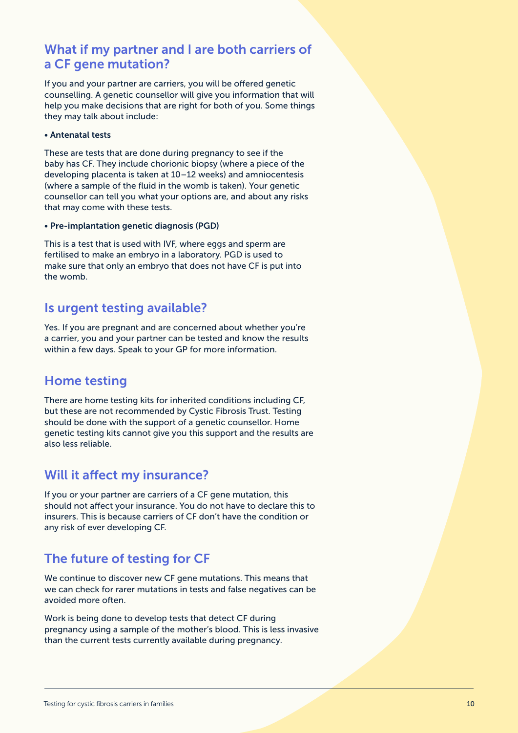## What if my partner and I are both carriers of a CF gene mutation?

If you and your partner are carriers, you will be offered genetic counselling. A genetic counsellor will give you information that will help you make decisions that are right for both of you. Some things they may talk about include:

**• Antenatal tests**

These are tests that are done during pregnancy to see if the baby has CF. They include chorionic biopsy (where a piece of the developing placenta is taken at 10–12 weeks) and amniocentesis (where a sample of the fluid in the womb is taken). Your genetic counsellor can tell you what your options are, and about any risks that may come with these tests.

**• Pre-implantation genetic diagnosis (PGD)**

This is a test that is used with IVF, where eggs and sperm are fertilised to make an embryo in a laboratory. PGD is used to make sure that only an embryo that does not have CF is put into the womb.

## Is urgent testing available?

Yes. If you are pregnant and are concerned about whether you're a carrier, you and your partner can be tested and know the results within a few days. Speak to your GP for more information.

## Home testing

There are home testing kits for inherited conditions including CF, but these are not recommended by Cystic Fibrosis Trust. Testing should be done with the support of a genetic counsellor. Home genetic testing kits cannot give you this support and the results are also less reliable.

## Will it affect my insurance?

If you or your partner are carriers of a CF gene mutation, this should not affect your insurance. You do not have to declare this to insurers. This is because carriers of CF don't have the condition or any risk of ever developing CF.

## The future of testing for CF

We continue to discover new CF gene mutations. This means that we can check for rarer mutations in tests and false negatives can be avoided more often.

Work is being done to develop tests that detect CF during pregnancy using a sample of the mother's blood. This is less invasive than the current tests currently available during pregnancy.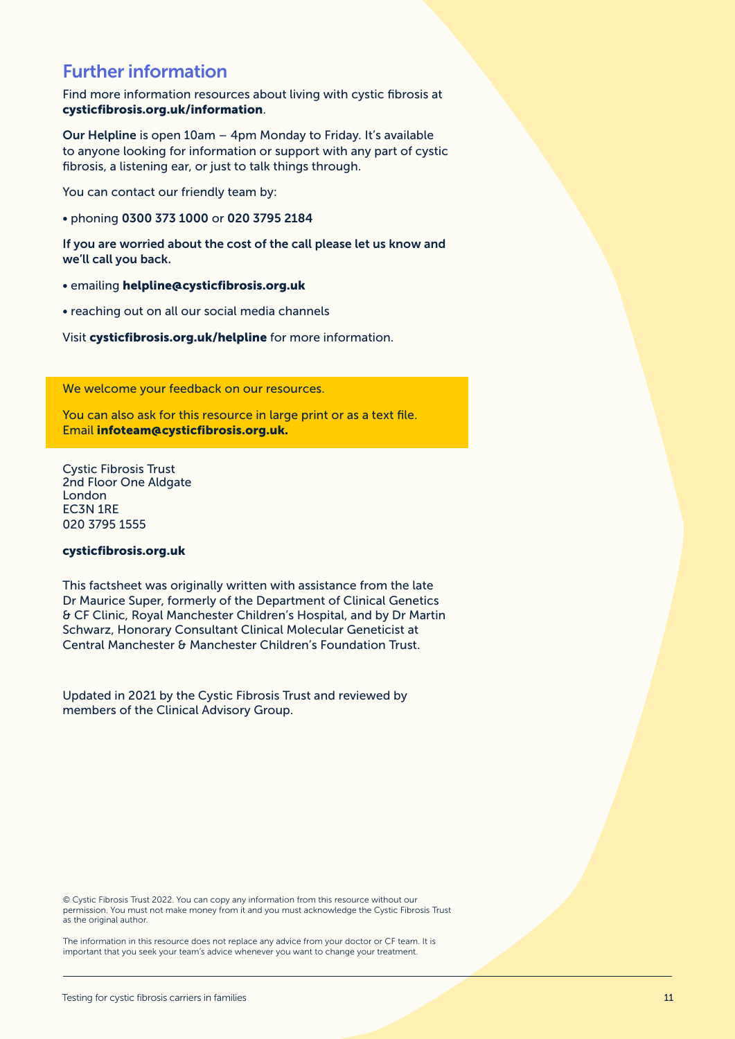## Further information

Find more information resources about living with cystic fibrosis at **cysticfibrosis.org.uk/information**.

**Our Helpline** is open 10am – 4pm Monday to Friday. It's available to anyone looking for information or support with any part of cystic fibrosis, a listening ear, or just to talk things through.

You can contact our friendly team by:

- phoning **0300 373 1000** or **020 3795 2184**

**If you are worried about the cost of the call please let us know and we'll call you back.**

- emailing **helpline@cysticfibrosis.org.uk**
- reaching out on all our social media channels

Visit **cysticfibrosis.org.uk/helpline** for more information.

We welcome your feedback on our resources.

You can also ask for this resource in large print or as a text file. Email **infoteam@cysticfibrosis.org.uk.**

Cystic Fibrosis Trust
2nd Floor One Aldgate
London
EC3N 1RE
020 3795 1555

**cysticfibrosis.org.uk**

This factsheet was originally written with assistance from the late Dr Maurice Super, formerly of the Department of Clinical Genetics & CF Clinic, Royal Manchester Children's Hospital, and by Dr Martin Schwarz, Honorary Consultant Clinical Molecular Geneticist at Central Manchester & Manchester Children's Foundation Trust.

Updated in 2021 by the Cystic Fibrosis Trust and reviewed by members of the Clinical Advisory Group.

© Cystic Fibrosis Trust 2022. You can copy any information from this resource without our permission. You must not make money from it and you must acknowledge the Cystic Fibrosis Trust as the original author.

The information in this resource does not replace any advice from your doctor or CF team. It is important that you seek your team's advice whenever you want to change your treatment.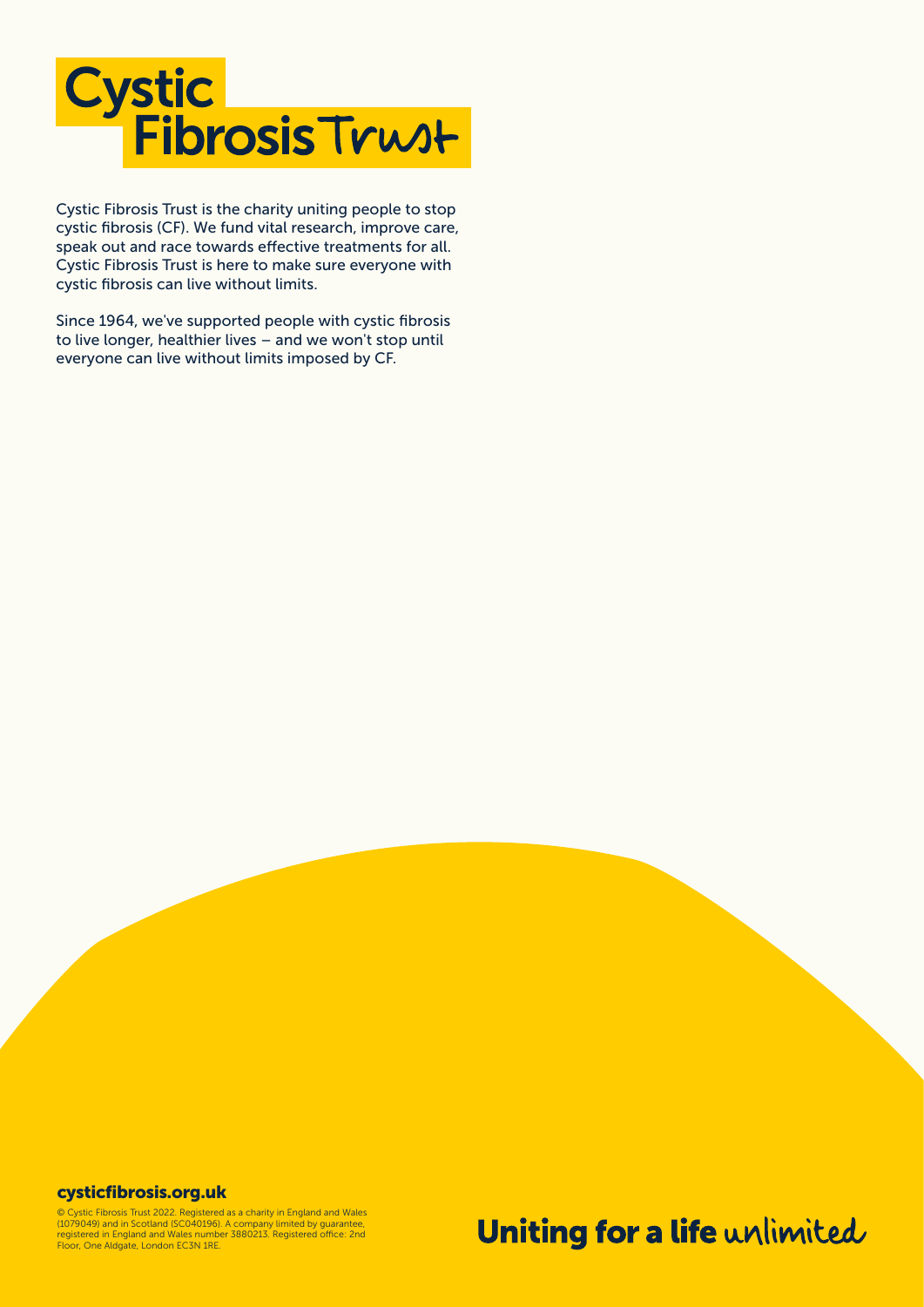# Cystic Fibrosis Trust

Cystic Fibrosis Trust is the charity uniting people to stop cystic fibrosis (CF). We fund vital research, improve care, speak out and race towards effective treatments for all. Cystic Fibrosis Trust is here to make sure everyone with cystic fibrosis can live without limits.

Since 1964, we've supported people with cystic fibrosis to live longer, healthier lives – and we won't stop until everyone can live without limits imposed by CF.

**cysticfibrosis.org.uk**

© Cystic Fibrosis Trust 2022. Registered as a charity in England and Wales (1079049) and in Scotland (SC040196). A company limited by guarantee, registered in England and Wales number 3880213. Registered office: 2nd Floor, One Aldgate, London EC3N 1RE.

**Uniting for a life unlimited**